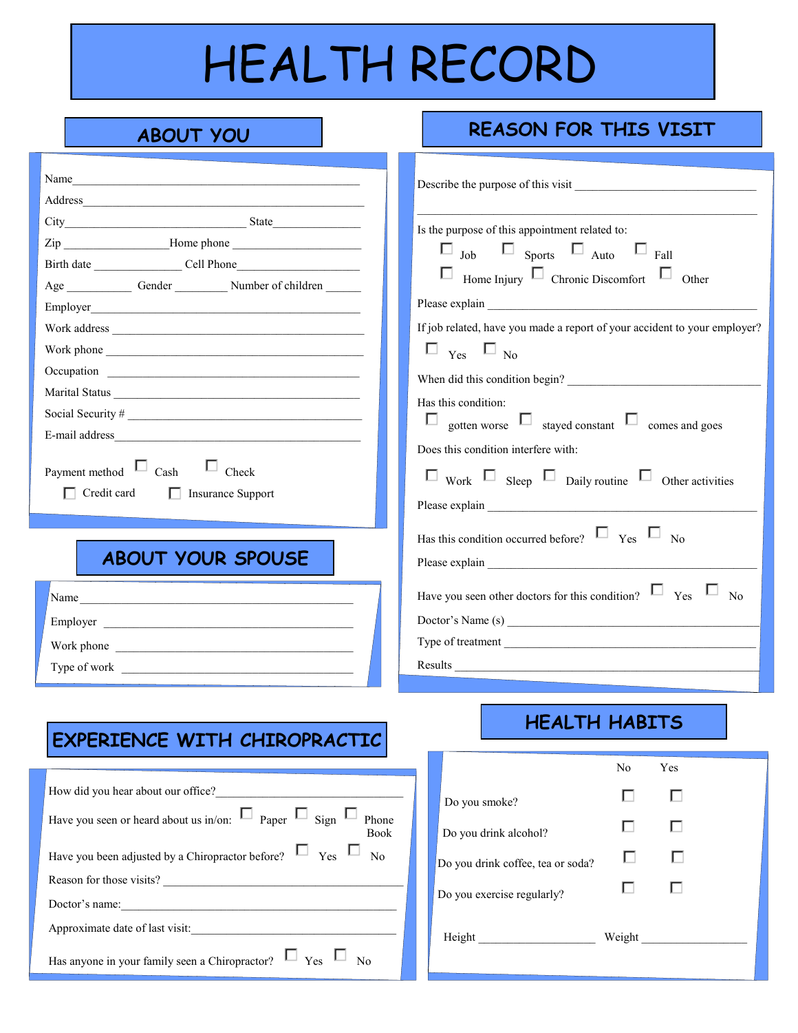# HEALTH RECORD

## ABOUT YOU

Name\_\_\_\_\_\_\_\_\_\_\_\_\_\_\_\_\_\_\_\_\_\_\_\_\_\_\_\_\_\_\_\_\_\_\_\_\_\_\_\_

Address\_\_\_\_\_\_\_\_\_\_\_\_\_\_\_\_\_\_\_\_\_\_\_\_\_\_\_\_\_\_\_\_\_\_\_\_\_\_

City\_\_\_\_\_\_\_\_\_\_\_\_\_\_\_\_\_\_\_\_\_\_\_\_ State\_\_\_\_\_\_\_\_\_\_\_

Zip \_\_\_\_\_\_\_\_\_\_\_\_\_\_Home phone \_\_\_\_\_\_\_\_\_\_\_\_\_\_\_\_\_

Birth date \_\_\_\_\_\_\_\_\_\_\_\_ Cell Phone\_\_\_\_\_\_\_\_\_\_\_\_\_\_\_\_

Age \_\_\_\_\_\_\_\_\_ Gender \_\_\_\_\_\_\_ Number of children \_\_\_\_\_

Employer\_\_\_\_\_\_\_\_\_\_\_\_\_\_\_\_\_\_\_\_\_\_\_\_\_\_\_\_\_\_\_\_\_\_\_\_\_\_

Work address \_\_\_\_\_\_\_\_\_\_\_\_\_\_\_\_\_\_\_\_\_\_\_\_\_\_\_\_\_\_\_\_\_\_

Work phone \_\_\_\_\_\_\_\_\_\_\_\_\_\_\_\_\_\_\_\_\_\_\_\_\_\_\_\_\_\_\_\_\_\_\_

Occupation \_\_\_\_\_\_\_\_\_\_\_\_\_\_\_\_\_\_\_\_\_\_\_\_\_\_\_\_\_\_\_\_\_\_\_

Marital Status \_\_\_\_\_\_\_\_\_\_\_\_\_\_\_\_\_\_\_\_\_\_\_\_\_\_\_\_\_\_\_\_\_

Social Security # \_\_\_\_\_\_\_\_\_\_\_\_\_\_\_\_\_\_\_\_\_\_\_\_\_\_\_\_\_\_\_

E-mail address\_\_\_\_\_\_\_\_\_\_\_\_\_\_\_\_\_\_\_\_\_\_\_\_\_\_\_\_\_\_\_\_\_\_

Payment method ☐ Cash ☐ Check ☐ Credit card ☐ Insurance Support

## ABOUT YOUR SPOUSE

Name\_\_\_\_\_\_\_\_\_\_\_\_\_\_\_\_\_\_\_\_\_\_\_\_\_\_\_\_\_\_\_\_\_\_\_\_\_\_

Employer \_\_\_\_\_\_\_\_\_\_\_\_\_\_\_\_\_\_\_\_\_\_\_\_\_\_\_\_\_\_\_\_\_

Work phone \_\_\_\_\_\_\_\_\_\_\_\_\_\_\_\_\_\_\_\_\_\_\_\_\_\_\_\_\_\_\_

Type of work \_\_\_\_\_\_\_\_\_\_\_\_\_\_\_\_\_\_\_\_\_\_\_\_\_\_\_\_\_\_

## REASON FOR THIS VISIT

Describe the purpose of this visit \_\_\_\_\_\_\_\_\_\_\_\_\_\_\_\_\_\_\_\_\_\_\_\_\_\_

\_\_\_\_\_\_\_\_\_\_\_\_\_\_\_\_\_\_\_\_\_\_\_\_\_\_\_\_\_\_\_\_\_\_\_\_\_\_\_\_\_\_\_\_\_\_\_\_\_\_

Is the purpose of this appointment related to:

☐ Job ☐ Sports ☐ Auto ☐ Fall
☐ Home Injury ☐ Chronic Discomfort ☐ Other

Please explain \_\_\_\_\_\_\_\_\_\_\_\_\_\_\_\_\_\_\_\_\_\_\_\_\_\_\_\_\_\_\_\_\_\_\_\_\_\_

If job related, have you made a report of your accident to your employer?

☐ Yes ☐ No

When did this condition begin? \_\_\_\_\_\_\_\_\_\_\_\_\_\_\_\_\_\_\_\_\_\_\_\_\_\_\_\_

Has this condition:

☐ gotten worse ☐ stayed constant ☐ comes and goes

Does this condition interfere with:

☐ Work ☐ Sleep ☐ Daily routine ☐ Other activities

Please explain \_\_\_\_\_\_\_\_\_\_\_\_\_\_\_\_\_\_\_\_\_\_\_\_\_\_\_\_\_\_\_\_\_\_\_\_\_\_

Has this condition occurred before? ☐ Yes ☐ No

Please explain \_\_\_\_\_\_\_\_\_\_\_\_\_\_\_\_\_\_\_\_\_\_\_\_\_\_\_\_\_\_\_\_\_\_\_\_\_\_

Have you seen other doctors for this condition? ☐ Yes ☐ No

Doctor's Name (s) \_\_\_\_\_\_\_\_\_\_\_\_\_\_\_\_\_\_\_\_\_\_\_\_\_\_\_\_\_\_\_\_\_\_\_

Type of treatment \_\_\_\_\_\_\_\_\_\_\_\_\_\_\_\_\_\_\_\_\_\_\_\_\_\_\_\_\_\_\_\_\_\_\_

Results \_\_\_\_\_\_\_\_\_\_\_\_\_\_\_\_\_\_\_\_\_\_\_\_\_\_\_\_\_\_\_\_\_\_\_\_\_\_\_\_\_\_\_

## EXPERIENCE WITH CHIROPRACTIC

How did you hear about our office?\_\_\_\_\_\_\_\_\_\_\_\_\_\_\_\_\_\_\_\_\_\_\_\_\_\_

Have you seen or heard about us in/on: ☐ Paper ☐ Sign ☐ Phone Book

Have you been adjusted by a Chiropractor before? ☐ Yes ☐ No

Reason for those visits? \_\_\_\_\_\_\_\_\_\_\_\_\_\_\_\_\_\_\_\_\_\_\_\_\_\_\_\_\_\_\_\_\_

Doctor's name:\_\_\_\_\_\_\_\_\_\_\_\_\_\_\_\_\_\_\_\_\_\_\_\_\_\_\_\_\_\_\_\_\_\_\_\_\_\_\_

Approximate date of last visit:\_\_\_\_\_\_\_\_\_\_\_\_\_\_\_\_\_\_\_\_\_\_\_\_\_\_\_\_

Has anyone in your family seen a Chiropractor? ☐ Yes ☐ No

## HEALTH HABITS

| | No | Yes |
|---|---|---|
| Do you smoke? | ☐ | ☐ |
| Do you drink alcohol? | ☐ | ☐ |
| Do you drink coffee, tea or soda? | ☐ | ☐ |
| Do you exercise regularly? | ☐ | ☐ |

Height \_\_\_\_\_\_\_\_\_\_\_\_\_\_\_\_ Weight \_\_\_\_\_\_\_\_\_\_\_\_\_\_\_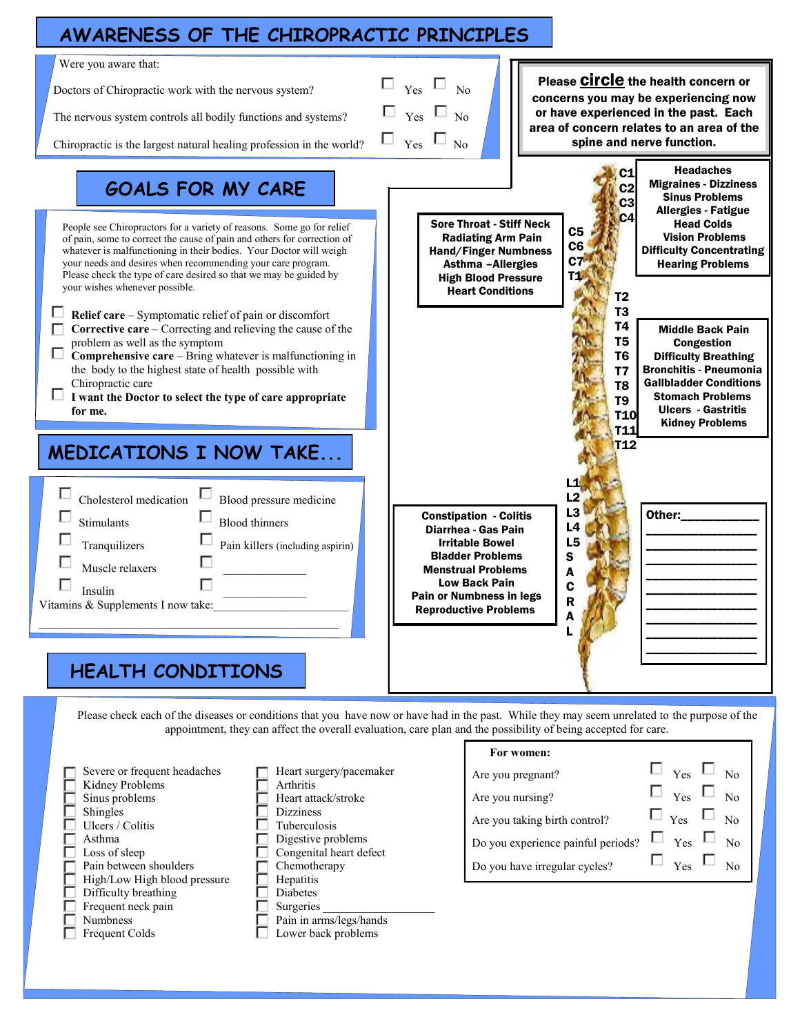# AWARENESS OF THE CHIROPRACTIC PRINCIPLES

Were you aware that:

| | | |
|---|---|---|
| Doctors of Chiropractic work with the nervous system? | ☐ Yes | ☐ No |
| The nervous system controls all bodily functions and systems? | ☐ Yes | ☐ No |
| Chiropractic is the largest natural healing profession in the world? | ☐ Yes | ☐ No |

**Please circle the health concern or concerns you may be experiencing now or have experienced in the past. Each area of concern relates to an area of the spine and nerve function.**

**C1 C2 C3 C4**
**Headaches**
**Migraines - Dizziness**
**Sinus Problems**
**Allergies - Fatigue**
**Head Colds**
**Vision Problems**
**Difficulty Concentrating**
**Hearing Problems**

**C5 C6 C7 T1**
**Sore Throat - Stiff Neck**
**Radiating Arm Pain**
**Hand/Finger Numbness**
**Asthma –Allergies**
**High Blood Pressure**
**Heart Conditions**

**T2 T3 T4 T5 T6 T7 T8 T9 T10 T11 T12**
**Middle Back Pain**
**Congestion**
**Difficulty Breathing**
**Bronchitis - Pneumonia**
**Gallbladder Conditions**
**Stomach Problems**
**Ulcers - Gastritis**
**Kidney Problems**

**L1 L2 L3 L4 L5 SACRAL**
**Constipation - Colitis**
**Diarrhea - Gas Pain**
**Irritable Bowel**
**Bladder Problems**
**Menstrual Problems**
**Low Back Pain**
**Pain or Numbness in legs**
**Reproductive Problems**

**Other:**\_\_\_\_\_\_\_\_\_\_\_\_\_\_\_\_\_\_\_\_\_\_\_\_\_\_\_\_\_\_\_\_\_\_\_\_\_\_\_\_\_\_\_\_\_\_\_\_\_\_\_\_\_\_\_\_\_\_\_\_\_\_\_\_\_\_

# GOALS FOR MY CARE

People see Chiropractors for a variety of reasons. Some go for relief of pain, some to correct the cause of pain and others for correction of whatever is malfunctioning in their bodies. Your Doctor will weigh your needs and desires when recommending your care program. Please check the type of care desired so that we may be guided by your wishes whenever possible.

- ☐ **Relief care** – Symptomatic relief of pain or discomfort
- ☐ **Corrective care** – Correcting and relieving the cause of the problem as well as the symptom
- ☐ **Comprehensive care** – Bring whatever is malfunctioning in the body to the highest state of health possible with Chiropractic care
- ☐ **I want the Doctor to select the type of care appropriate for me.**

# MEDICATIONS I NOW TAKE...

| | |
|---|---|
| ☐ Cholesterol medication | ☐ Blood pressure medicine |
| ☐ Stimulants | ☐ Blood thinners |
| ☐ Tranquilizers | ☐ Pain killers (including aspirin) |
| ☐ Muscle relaxers | ☐ \_\_\_\_\_\_\_\_\_\_\_\_ |
| ☐ Insulin | ☐ \_\_\_\_\_\_\_\_\_\_\_\_ |

Vitamins & Supplements I now take:\_\_\_\_\_\_\_\_\_\_\_\_\_\_\_\_\_\_\_\_\_\_\_\_\_\_\_\_\_\_\_\_\_\_\_\_\_\_\_\_\_\_\_\_\_\_\_\_\_\_\_\_\_\_\_\_\_

# HEALTH CONDITIONS

Please check each of the diseases or conditions that you have now or have had in the past. While they may seem unrelated to the purpose of the appointment, they can affect the overall evaluation, care plan and the possibility of being accepted for care.

| | |
|---|---|
| ☐ Severe or frequent headaches | ☐ Heart surgery/pacemaker |
| ☐ Kidney Problems | ☐ Arthritis |
| ☐ Sinus problems | ☐ Heart attack/stroke |
| ☐ Shingles | ☐ Dizziness |
| ☐ Ulcers / Colitis | ☐ Tuberculosis |
| ☐ Asthma | ☐ Digestive problems |
| ☐ Loss of sleep | ☐ Congenital heart defect |
| ☐ Pain between shoulders | ☐ Chemotherapy |
| ☐ High/Low High blood pressure | ☐ Hepatitis |
| ☐ Difficulty breathing | ☐ Diabetes |
| ☐ Frequent neck pain | ☐ Surgeries \_\_\_\_\_\_\_\_\_\_\_\_\_\_\_\_ |
| ☐ Numbness | ☐ Pain in arms/legs/hands |
| ☐ Frequent Colds | ☐ Lower back problems |

**For women:**

| | | |
|---|---|---|
| Are you pregnant? | ☐ Yes | ☐ No |
| Are you nursing? | ☐ Yes | ☐ No |
| Are you taking birth control? | ☐ Yes | ☐ No |
| Do you experience painful periods? | ☐ Yes | ☐ No |
| Do you have irregular cycles? | ☐ Yes | ☐ No |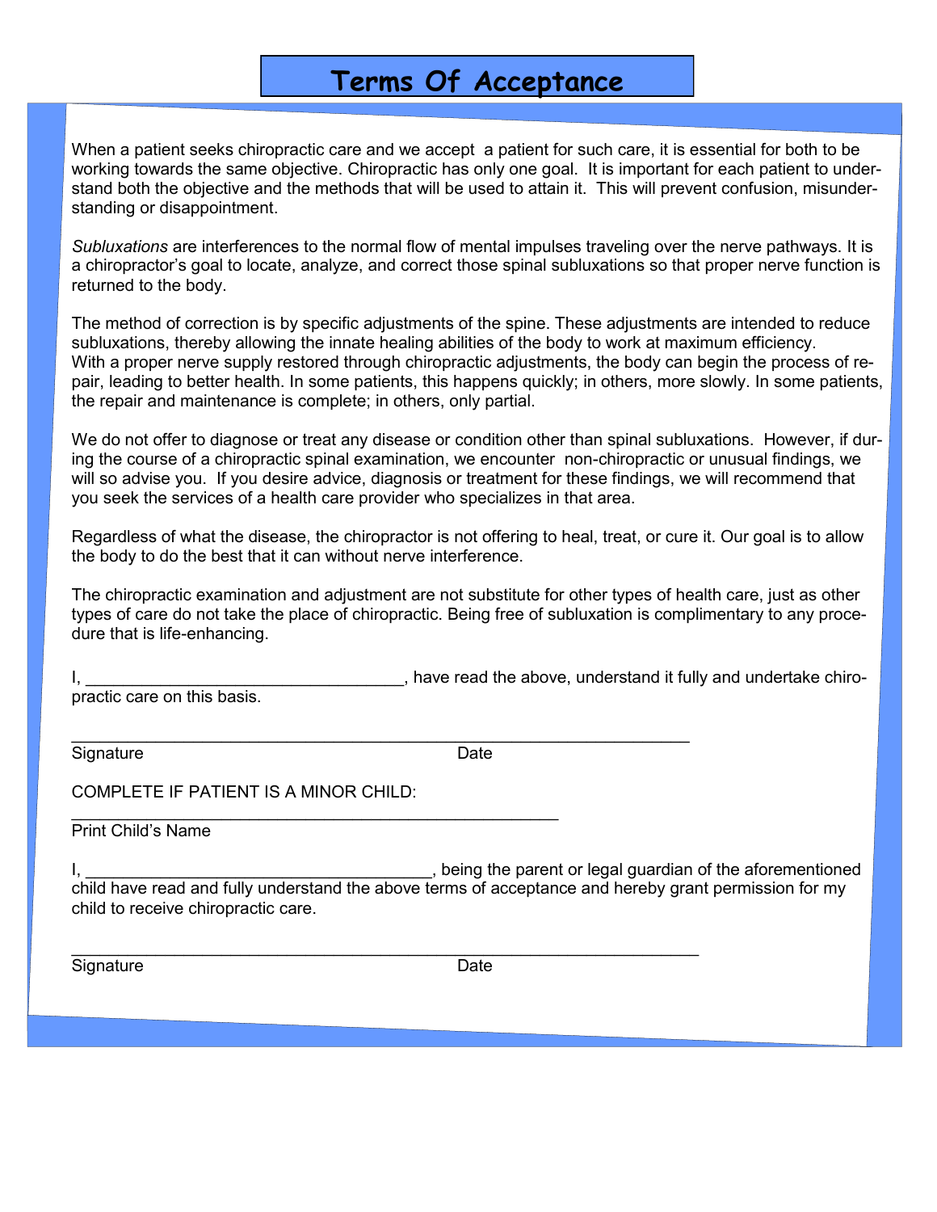# Terms Of Acceptance

When a patient seeks chiropractic care and we accept a patient for such care, it is essential for both to be working towards the same objective. Chiropractic has only one goal. It is important for each patient to understand both the objective and the methods that will be used to attain it. This will prevent confusion, misunderstanding or disappointment.

*Subluxations* are interferences to the normal flow of mental impulses traveling over the nerve pathways. It is a chiropractor's goal to locate, analyze, and correct those spinal subluxations so that proper nerve function is returned to the body.

The method of correction is by specific adjustments of the spine. These adjustments are intended to reduce subluxations, thereby allowing the innate healing abilities of the body to work at maximum efficiency. With a proper nerve supply restored through chiropractic adjustments, the body can begin the process of repair, leading to better health. In some patients, this happens quickly; in others, more slowly. In some patients, the repair and maintenance is complete; in others, only partial.

We do not offer to diagnose or treat any disease or condition other than spinal subluxations. However, if during the course of a chiropractic spinal examination, we encounter non-chiropractic or unusual findings, we will so advise you. If you desire advice, diagnosis or treatment for these findings, we will recommend that you seek the services of a health care provider who specializes in that area.

Regardless of what the disease, the chiropractor is not offering to heal, treat, or cure it. Our goal is to allow the body to do the best that it can without nerve interference.

The chiropractic examination and adjustment are not substitute for other types of health care, just as other types of care do not take the place of chiropractic. Being free of subluxation is complimentary to any procedure that is life-enhancing.

I, ________________________________, have read the above, understand it fully and undertake chiropractic care on this basis.

_________________________________________________________________

Signature Date

COMPLETE IF PATIENT IS A MINOR CHILD:

___________________________________________________

Print Child's Name

I, ____________________________________, being the parent or legal guardian of the aforementioned child have read and fully understand the above terms of acceptance and hereby grant permission for my child to receive chiropractic care.

_________________________________________________________________

Signature Date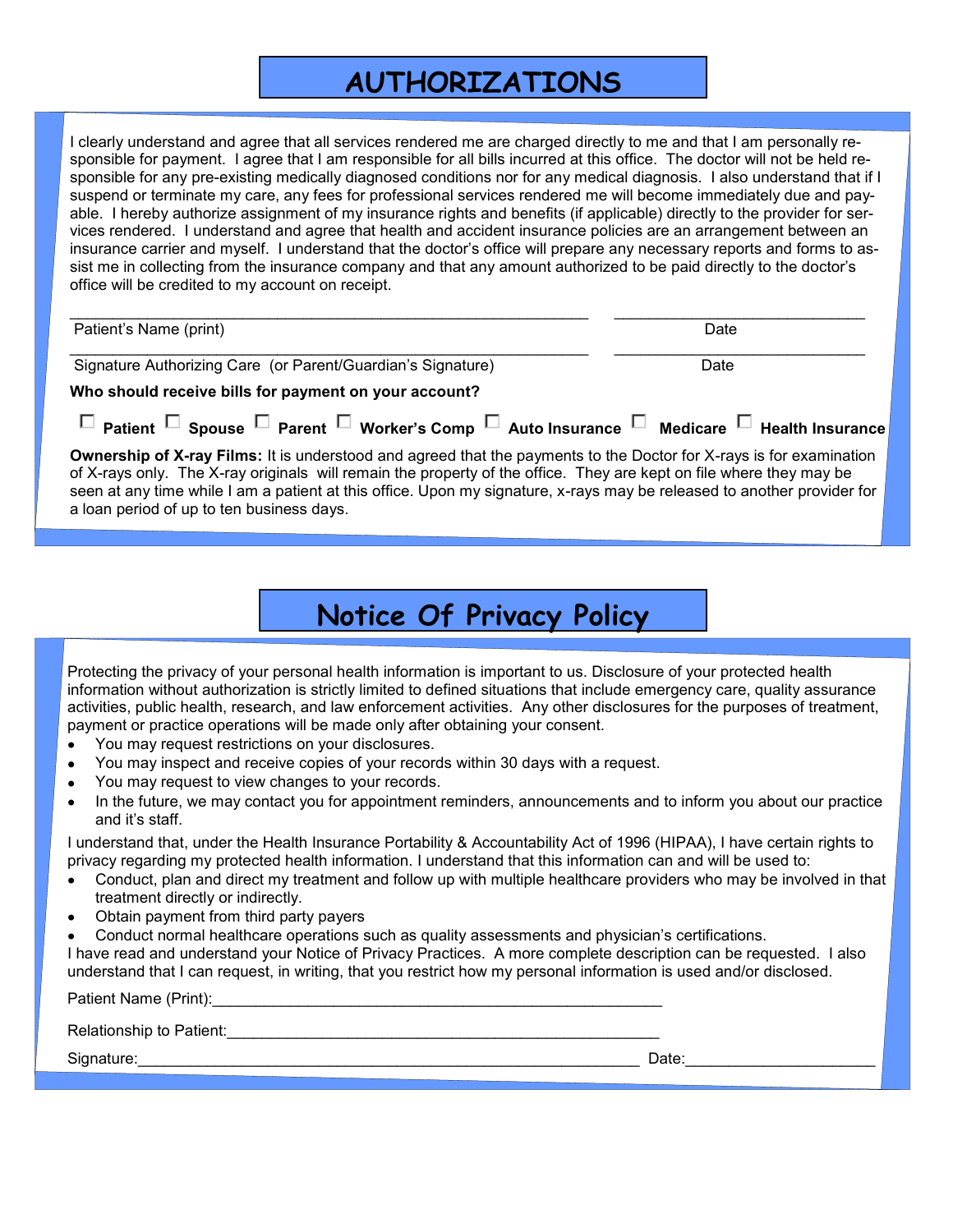# AUTHORIZATIONS

I clearly understand and agree that all services rendered me are charged directly to me and that I am personally responsible for payment. I agree that I am responsible for all bills incurred at this office. The doctor will not be held responsible for any pre-existing medically diagnosed conditions nor for any medical diagnosis. I also understand that if I suspend or terminate my care, any fees for professional services rendered me will become immediately due and payable. I hereby authorize assignment of my insurance rights and benefits (if applicable) directly to the provider for services rendered. I understand and agree that health and accident insurance policies are an arrangement between an insurance carrier and myself. I understand that the doctor's office will prepare any necessary reports and forms to assist me in collecting from the insurance company and that any amount authorized to be paid directly to the doctor's office will be credited to my account on receipt.

_______________________________________________ &nbsp;&nbsp; ______________________

Patient's Name (print) &nbsp;&nbsp; Date

_______________________________________________ &nbsp;&nbsp; ______________________

Signature Authorizing Care (or Parent/Guardian's Signature) &nbsp;&nbsp; Date

**Who should receive bills for payment on your account?**

☐ **Patient** ☐ **Spouse** ☐ **Parent** ☐ **Worker's Comp** ☐ **Auto Insurance** ☐ **Medicare** ☐ **Health Insurance**

**Ownership of X-ray Films:** It is understood and agreed that the payments to the Doctor for X-rays is for examination of X-rays only. The X-ray originals will remain the property of the office. They are kept on file where they may be seen at any time while I am a patient at this office. Upon my signature, x-rays may be released to another provider for a loan period of up to ten business days.

# Notice Of Privacy Policy

Protecting the privacy of your personal health information is important to us. Disclosure of your protected health information without authorization is strictly limited to defined situations that include emergency care, quality assurance activities, public health, research, and law enforcement activities. Any other disclosures for the purposes of treatment, payment or practice operations will be made only after obtaining your consent.

- You may request restrictions on your disclosures.
- You may inspect and receive copies of your records within 30 days with a request.
- You may request to view changes to your records.
- In the future, we may contact you for appointment reminders, announcements and to inform you about our practice and it's staff.

I understand that, under the Health Insurance Portability & Accountability Act of 1996 (HIPAA), I have certain rights to privacy regarding my protected health information. I understand that this information can and will be used to:

- Conduct, plan and direct my treatment and follow up with multiple healthcare providers who may be involved in that treatment directly or indirectly.
- Obtain payment from third party payers
- Conduct normal healthcare operations such as quality assessments and physician's certifications.

I have read and understand your Notice of Privacy Practices. A more complete description can be requested. I also understand that I can request, in writing, that you restrict how my personal information is used and/or disclosed.

Patient Name (Print):_______________________________________________

Relationship to Patient:_____________________________________________

Signature:_____________________________________________________ Date:____________________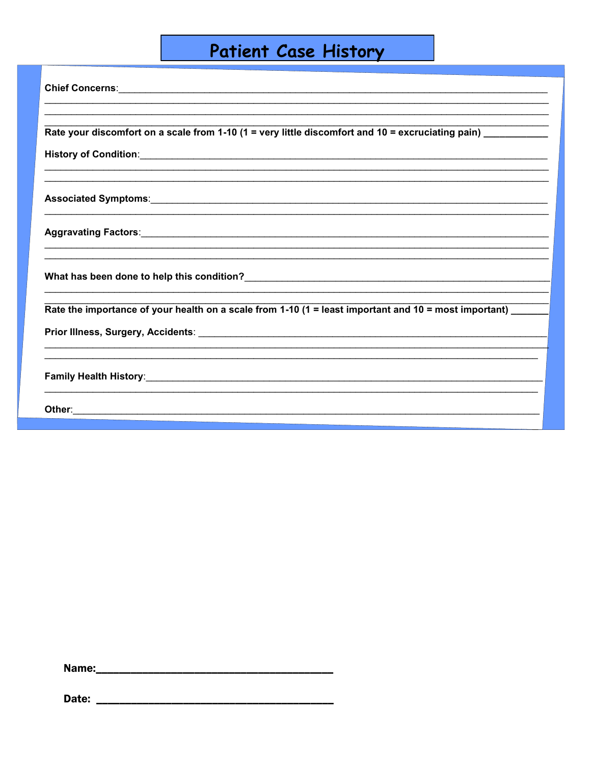# Patient Case History

**Chief Concerns**:______________________________________________________________________________
_____________________________________________________________________________________
_____________________________________________________________________________________
_____________________________________________________________________________________

**Rate your discomfort on a scale from 1-10 (1 = very little discomfort and 10 = excruciating pain)** ___________

**History of Condition**:__________________________________________________________________________
_____________________________________________________________________________________
_____________________________________________________________________________________

**Associated Symptoms**:________________________________________________________________________
_____________________________________________________________________________________

**Aggravating Factors**:__________________________________________________________________________
_____________________________________________________________________________________
_____________________________________________________________________________________

**What has been done to help this condition?**___________________________________________________________
_____________________________________________________________________________________
_____________________________________________________________________________________

**Rate the importance of your health on a scale from 1-10 (1 = least important and 10 = most important)** _______

**Prior Illness, Surgery, Accidents**: ______________________________________________________________
_____________________________________________________________________________________
_____________________________________________________________________________________

**Family Health History**:________________________________________________________________________
_____________________________________________________________________________________

**Other**:_______________________________________________________________________________________

**Name:**_____________________________________

**Date:** _____________________________________